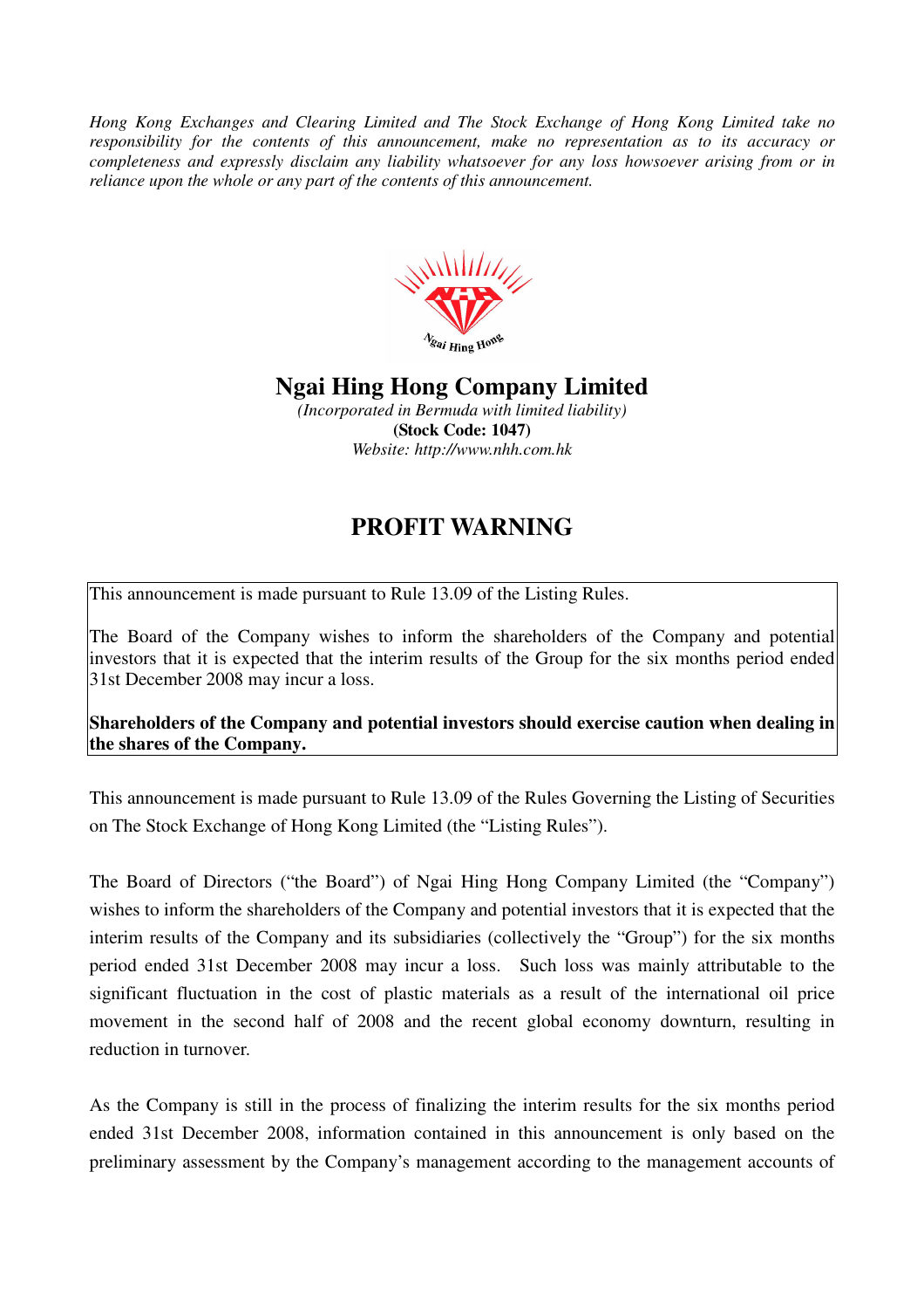*Hong Kong Exchanges and Clearing Limited and The Stock Exchange of Hong Kong Limited take no responsibility for the contents of this announcement, make no representation as to its accuracy or completeness and expressly disclaim any liability whatsoever for any loss howsoever arising from or in reliance upon the whole or any part of the contents of this announcement.*

# Ngai Hing Hong Company Limited

*(Incorporated in Bermuda with limited liability)*

**(Stock Code: 1047)**

*Website: http://www.nhh.com.hk*

# PROFIT WARNING

This announcement is made pursuant to Rule 13.09 of the Listing Rules.

The Board of the Company wishes to inform the shareholders of the Company and potential investors that it is expected that the interim results of the Group for the six months period ended 31st December 2008 may incur a loss.

**Shareholders of the Company and potential investors should exercise caution when dealing in the shares of the Company.**

This announcement is made pursuant to Rule 13.09 of the Rules Governing the Listing of Securities on The Stock Exchange of Hong Kong Limited (the "Listing Rules").

The Board of Directors ("the Board") of Ngai Hing Hong Company Limited (the "Company") wishes to inform the shareholders of the Company and potential investors that it is expected that the interim results of the Company and its subsidiaries (collectively the "Group") for the six months period ended 31st December 2008 may incur a loss. Such loss was mainly attributable to the significant fluctuation in the cost of plastic materials as a result of the international oil price movement in the second half of 2008 and the recent global economy downturn, resulting in reduction in turnover.

As the Company is still in the process of finalizing the interim results for the six months period ended 31st December 2008, information contained in this announcement is only based on the preliminary assessment by the Company's management according to the management accounts of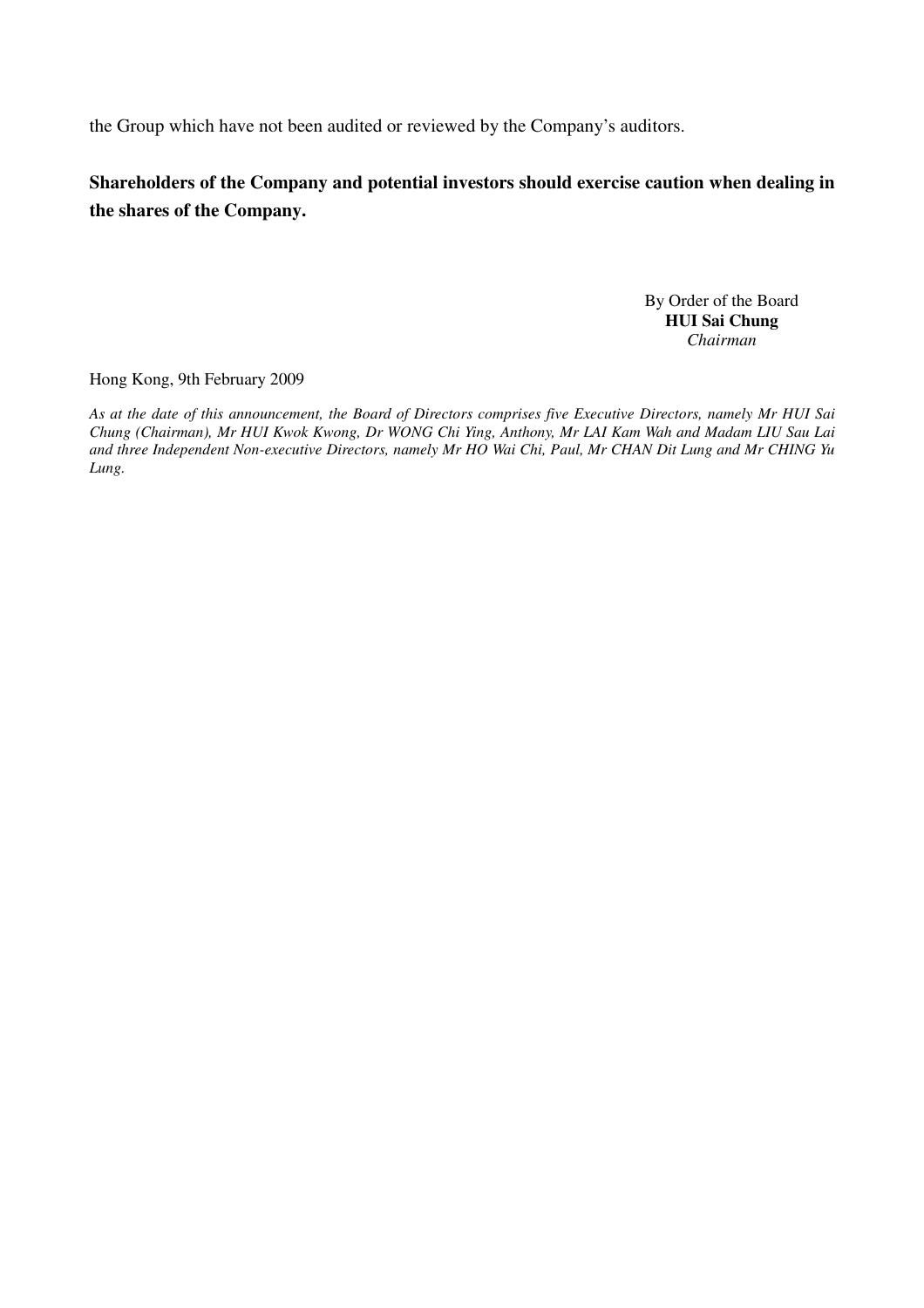the Group which have not been audited or reviewed by the Company's auditors.

**Shareholders of the Company and potential investors should exercise caution when dealing in the shares of the Company.**

By Order of the Board
**HUI Sai Chung**
*Chairman*

Hong Kong, 9th February 2009

*As at the date of this announcement, the Board of Directors comprises five Executive Directors, namely Mr HUI Sai Chung (Chairman), Mr HUI Kwok Kwong, Dr WONG Chi Ying, Anthony, Mr LAI Kam Wah and Madam LIU Sau Lai and three Independent Non-executive Directors, namely Mr HO Wai Chi, Paul, Mr CHAN Dit Lung and Mr CHING Yu Lung.*